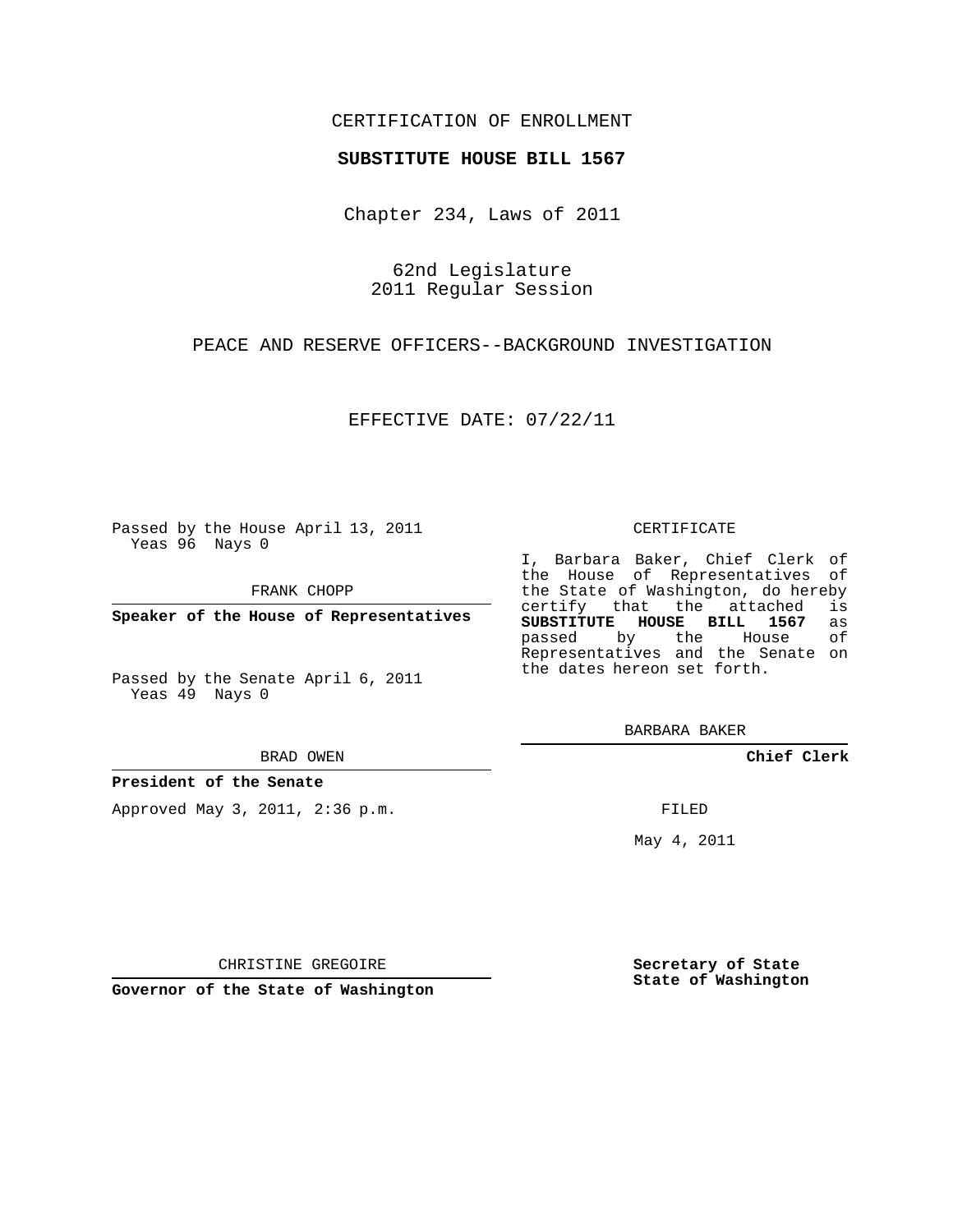CERTIFICATION OF ENROLLMENT

**SUBSTITUTE HOUSE BILL 1567**

Chapter 234, Laws of 2011

62nd Legislature
2011 Regular Session

PEACE AND RESERVE OFFICERS--BACKGROUND INVESTIGATION

EFFECTIVE DATE: 07/22/11

Passed by the House April 13, 2011
Yeas 96 Nays 0

FRANK CHOPP

**Speaker of the House of Representatives**

Passed by the Senate April 6, 2011
Yeas 49 Nays 0

BRAD OWEN

**President of the Senate**

Approved May 3, 2011, 2:36 p.m.

CHRISTINE GREGOIRE

**Governor of the State of Washington**

CERTIFICATE

I, Barbara Baker, Chief Clerk of the House of Representatives of the State of Washington, do hereby certify that the attached is **SUBSTITUTE HOUSE BILL 1567** as passed by the House of Representatives and the Senate on the dates hereon set forth.

BARBARA BAKER

**Chief Clerk**

FILED

May 4, 2011

**Secretary of State**
**State of Washington**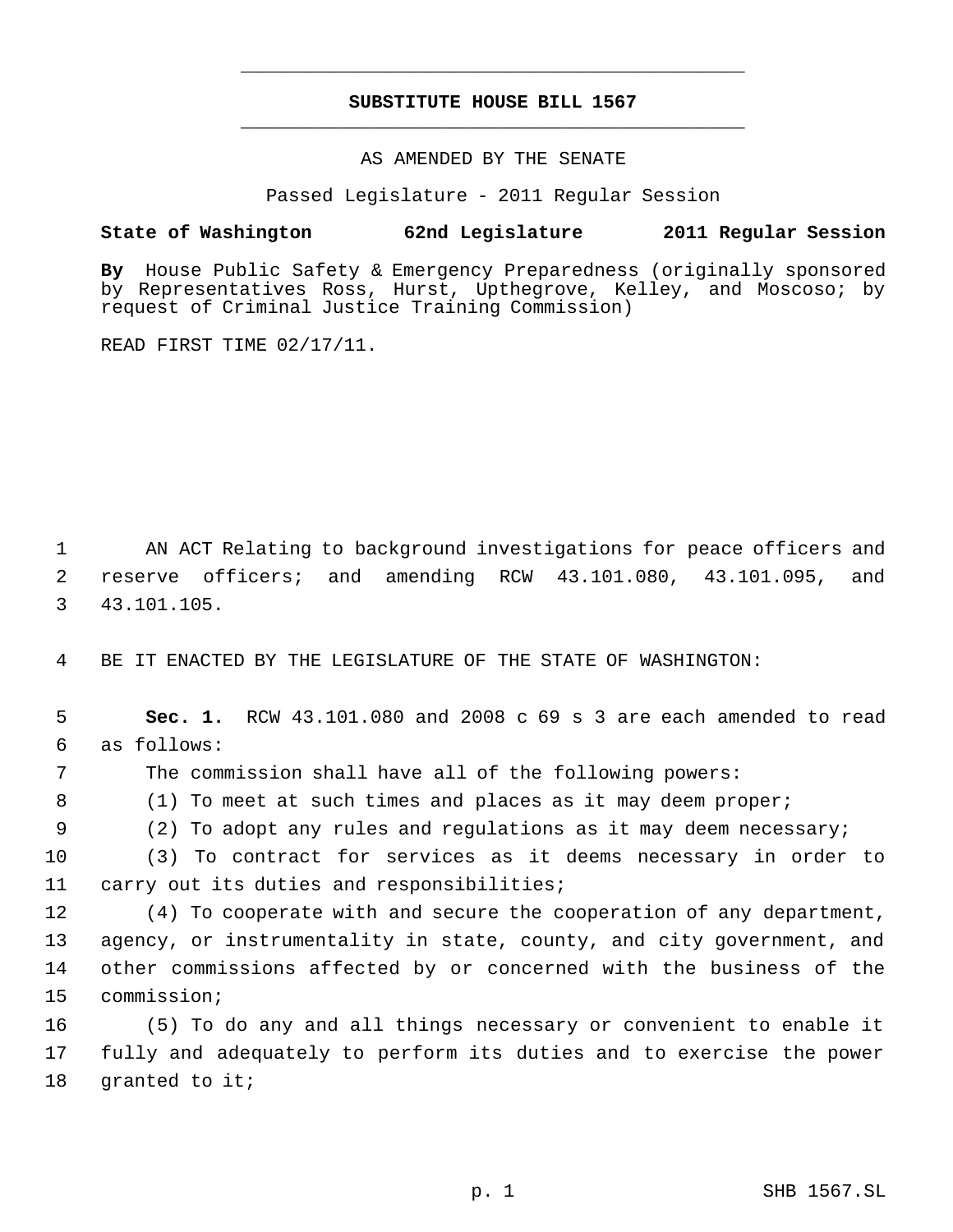# SUBSTITUTE HOUSE BILL 1567

AS AMENDED BY THE SENATE

Passed Legislature - 2011 Regular Session

**State of Washington 62nd Legislature 2011 Regular Session**

**By** House Public Safety & Emergency Preparedness (originally sponsored by Representatives Ross, Hurst, Upthegrove, Kelley, and Moscoso; by request of Criminal Justice Training Commission)

READ FIRST TIME 02/17/11.

1 AN ACT Relating to background investigations for peace officers and
2 reserve officers; and amending RCW 43.101.080, 43.101.095, and
3 43.101.105.

4 BE IT ENACTED BY THE LEGISLATURE OF THE STATE OF WASHINGTON:

5 **Sec. 1.** RCW 43.101.080 and 2008 c 69 s 3 are each amended to read
6 as follows:

7 The commission shall have all of the following powers:

8 (1) To meet at such times and places as it may deem proper;

9 (2) To adopt any rules and regulations as it may deem necessary;

10 (3) To contract for services as it deems necessary in order to
11 carry out its duties and responsibilities;

12 (4) To cooperate with and secure the cooperation of any department,
13 agency, or instrumentality in state, county, and city government, and
14 other commissions affected by or concerned with the business of the
15 commission;

16 (5) To do any and all things necessary or convenient to enable it
17 fully and adequately to perform its duties and to exercise the power
18 granted to it;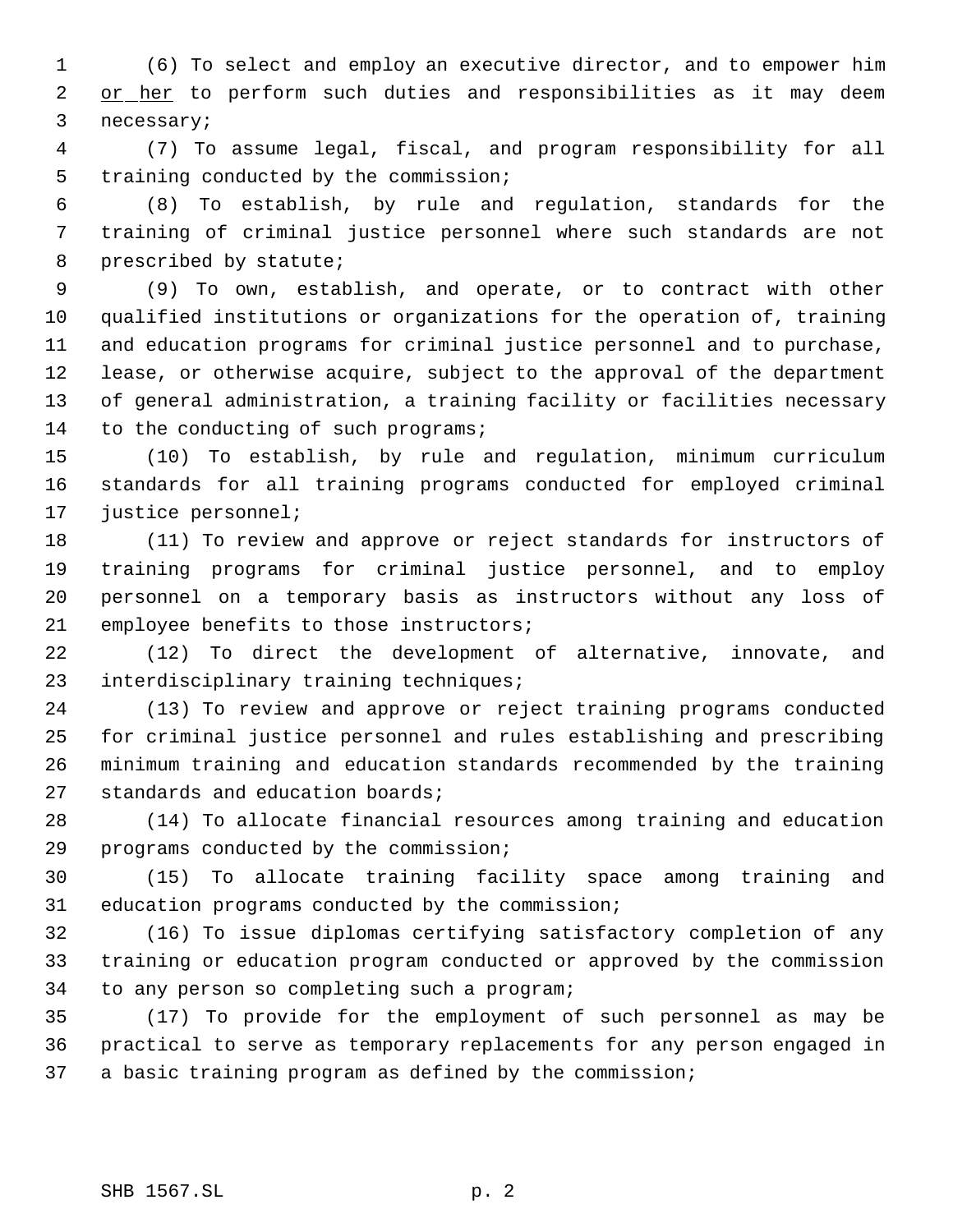(6) To select and employ an executive director, and to empower him or her to perform such duties and responsibilities as it may deem necessary;

(7) To assume legal, fiscal, and program responsibility for all training conducted by the commission;

(8) To establish, by rule and regulation, standards for the training of criminal justice personnel where such standards are not prescribed by statute;

(9) To own, establish, and operate, or to contract with other qualified institutions or organizations for the operation of, training and education programs for criminal justice personnel and to purchase, lease, or otherwise acquire, subject to the approval of the department of general administration, a training facility or facilities necessary to the conducting of such programs;

(10) To establish, by rule and regulation, minimum curriculum standards for all training programs conducted for employed criminal justice personnel;

(11) To review and approve or reject standards for instructors of training programs for criminal justice personnel, and to employ personnel on a temporary basis as instructors without any loss of employee benefits to those instructors;

(12) To direct the development of alternative, innovate, and interdisciplinary training techniques;

(13) To review and approve or reject training programs conducted for criminal justice personnel and rules establishing and prescribing minimum training and education standards recommended by the training standards and education boards;

(14) To allocate financial resources among training and education programs conducted by the commission;

(15) To allocate training facility space among training and education programs conducted by the commission;

(16) To issue diplomas certifying satisfactory completion of any training or education program conducted or approved by the commission to any person so completing such a program;

(17) To provide for the employment of such personnel as may be practical to serve as temporary replacements for any person engaged in a basic training program as defined by the commission;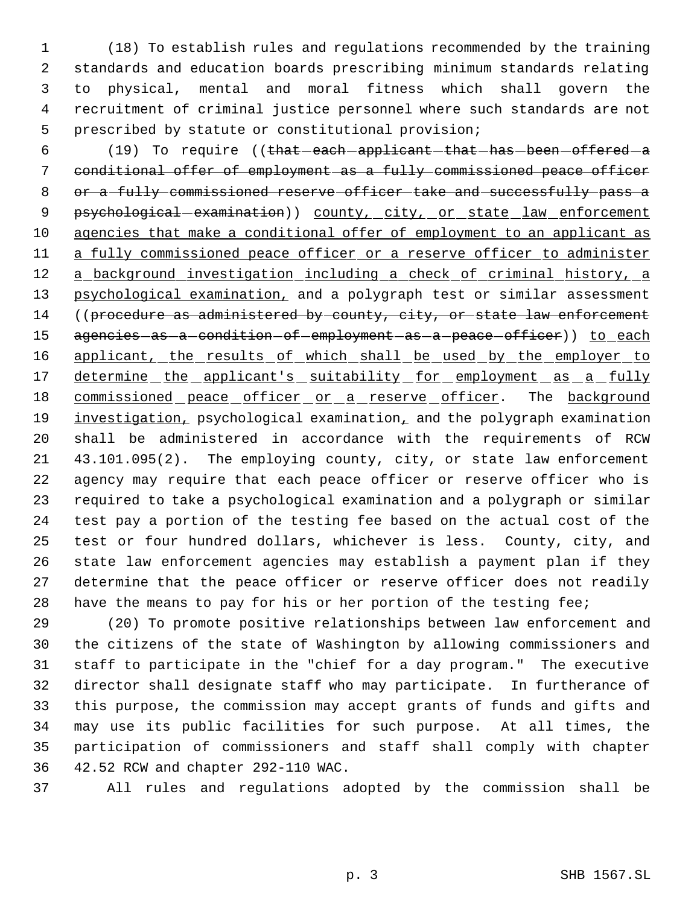(18) To establish rules and regulations recommended by the training standards and education boards prescribing minimum standards relating to physical, mental and moral fitness which shall govern the recruitment of criminal justice personnel where such standards are not prescribed by statute or constitutional provision;

(19) To require ((~~that each applicant that has been offered a conditional offer of employment as a fully commissioned peace officer or a fully commissioned reserve officer take and successfully pass a psychological examination~~)) <u>county, city, or state law enforcement agencies that make a conditional offer of employment to an applicant as a fully commissioned peace officer or a reserve officer to administer a background investigation including a check of criminal history, a psychological examination,</u> and a polygraph test or similar assessment ((~~procedure as administered by county, city, or state law enforcement agencies as a condition of employment as a peace officer~~)) <u>to each applicant, the results of which shall be used by the employer to determine the applicant's suitability for employment as a fully commissioned peace officer or a reserve officer</u>. The <u>background investigation,</u> psychological examination<u>,</u> and the polygraph examination shall be administered in accordance with the requirements of RCW 43.101.095(2). The employing county, city, or state law enforcement agency may require that each peace officer or reserve officer who is required to take a psychological examination and a polygraph or similar test pay a portion of the testing fee based on the actual cost of the test or four hundred dollars, whichever is less. County, city, and state law enforcement agencies may establish a payment plan if they determine that the peace officer or reserve officer does not readily have the means to pay for his or her portion of the testing fee;

(20) To promote positive relationships between law enforcement and the citizens of the state of Washington by allowing commissioners and staff to participate in the "chief for a day program." The executive director shall designate staff who may participate. In furtherance of this purpose, the commission may accept grants of funds and gifts and may use its public facilities for such purpose. At all times, the participation of commissioners and staff shall comply with chapter 42.52 RCW and chapter 292-110 WAC.

All rules and regulations adopted by the commission shall be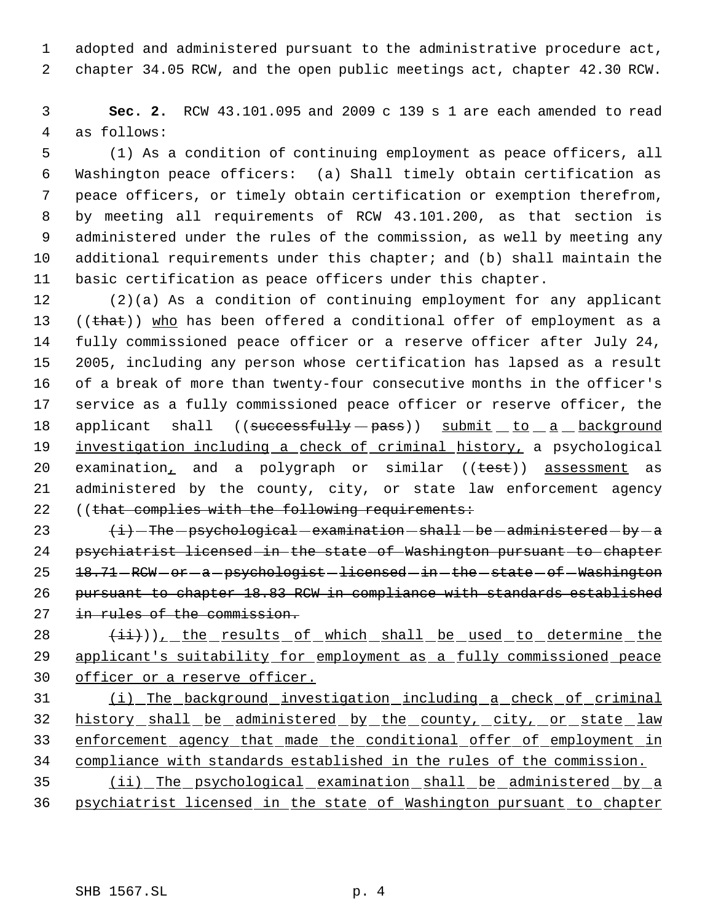adopted and administered pursuant to the administrative procedure act, chapter 34.05 RCW, and the open public meetings act, chapter 42.30 RCW.

**Sec. 2.** RCW 43.101.095 and 2009 c 139 s 1 are each amended to read as follows:

(1) As a condition of continuing employment as peace officers, all Washington peace officers: (a) Shall timely obtain certification as peace officers, or timely obtain certification or exemption therefrom, by meeting all requirements of RCW 43.101.200, as that section is administered under the rules of the commission, as well by meeting any additional requirements under this chapter; and (b) shall maintain the basic certification as peace officers under this chapter.

(2)(a) As a condition of continuing employment for any applicant ((~~that~~)) <u>who</u> has been offered a conditional offer of employment as a fully commissioned peace officer or a reserve officer after July 24, 2005, including any person whose certification has lapsed as a result of a break of more than twenty-four consecutive months in the officer's service as a fully commissioned peace officer or reserve officer, the applicant shall ((~~successfully pass~~)) <u>submit to a background investigation including a check of criminal history,</u> a psychological examination<u>,</u> and a polygraph or similar ((~~test~~)) <u>assessment</u> as administered by the county, city, or state law enforcement agency ((~~that complies with the following requirements:~~

~~(i) The psychological examination shall be administered by a psychiatrist licensed in the state of Washington pursuant to chapter 18.71 RCW or a psychologist licensed in the state of Washington pursuant to chapter 18.83 RCW in compliance with standards established in rules of the commission.~~

~~(ii)~~))<u>, the results of which shall be used to determine the applicant's suitability for employment as a fully commissioned peace officer or a reserve officer.</u>

<u>(i) The background investigation including a check of criminal history shall be administered by the county, city, or state law enforcement agency that made the conditional offer of employment in compliance with standards established in the rules of the commission.</u>

<u>(ii) The psychological examination shall be administered by a psychiatrist licensed in the state of Washington pursuant to chapter</u>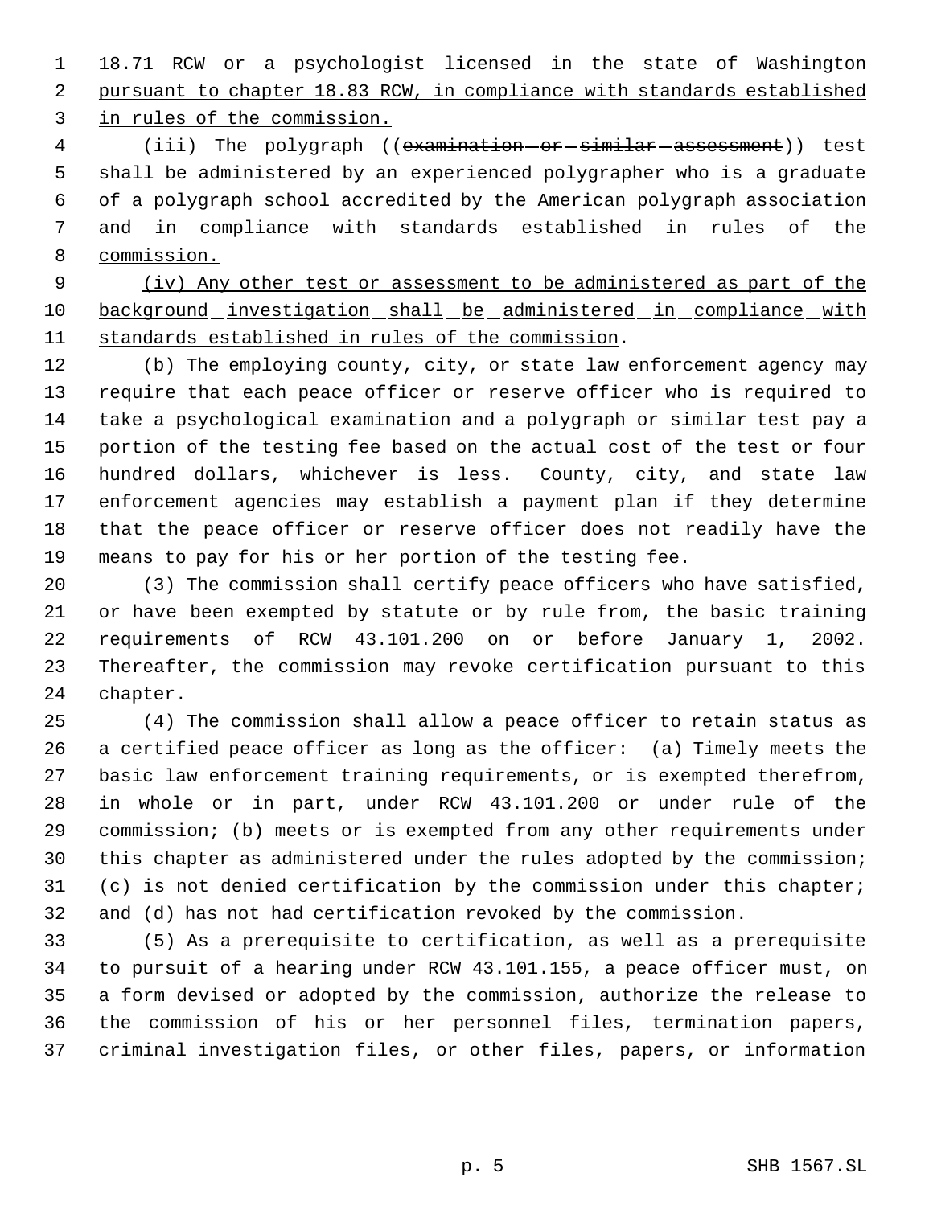18.71 RCW or a psychologist licensed in the state of Washington pursuant to chapter 18.83 RCW, in compliance with standards established in rules of the commission.

(iii) The polygraph ((~~examination or similar assessment~~)) test shall be administered by an experienced polygrapher who is a graduate of a polygraph school accredited by the American polygraph association and in compliance with standards established in rules of the commission.

(iv) Any other test or assessment to be administered as part of the background investigation shall be administered in compliance with standards established in rules of the commission.

(b) The employing county, city, or state law enforcement agency may require that each peace officer or reserve officer who is required to take a psychological examination and a polygraph or similar test pay a portion of the testing fee based on the actual cost of the test or four hundred dollars, whichever is less. County, city, and state law enforcement agencies may establish a payment plan if they determine that the peace officer or reserve officer does not readily have the means to pay for his or her portion of the testing fee.

(3) The commission shall certify peace officers who have satisfied, or have been exempted by statute or by rule from, the basic training requirements of RCW 43.101.200 on or before January 1, 2002. Thereafter, the commission may revoke certification pursuant to this chapter.

(4) The commission shall allow a peace officer to retain status as a certified peace officer as long as the officer: (a) Timely meets the basic law enforcement training requirements, or is exempted therefrom, in whole or in part, under RCW 43.101.200 or under rule of the commission; (b) meets or is exempted from any other requirements under this chapter as administered under the rules adopted by the commission; (c) is not denied certification by the commission under this chapter; and (d) has not had certification revoked by the commission.

(5) As a prerequisite to certification, as well as a prerequisite to pursuit of a hearing under RCW 43.101.155, a peace officer must, on a form devised or adopted by the commission, authorize the release to the commission of his or her personnel files, termination papers, criminal investigation files, or other files, papers, or information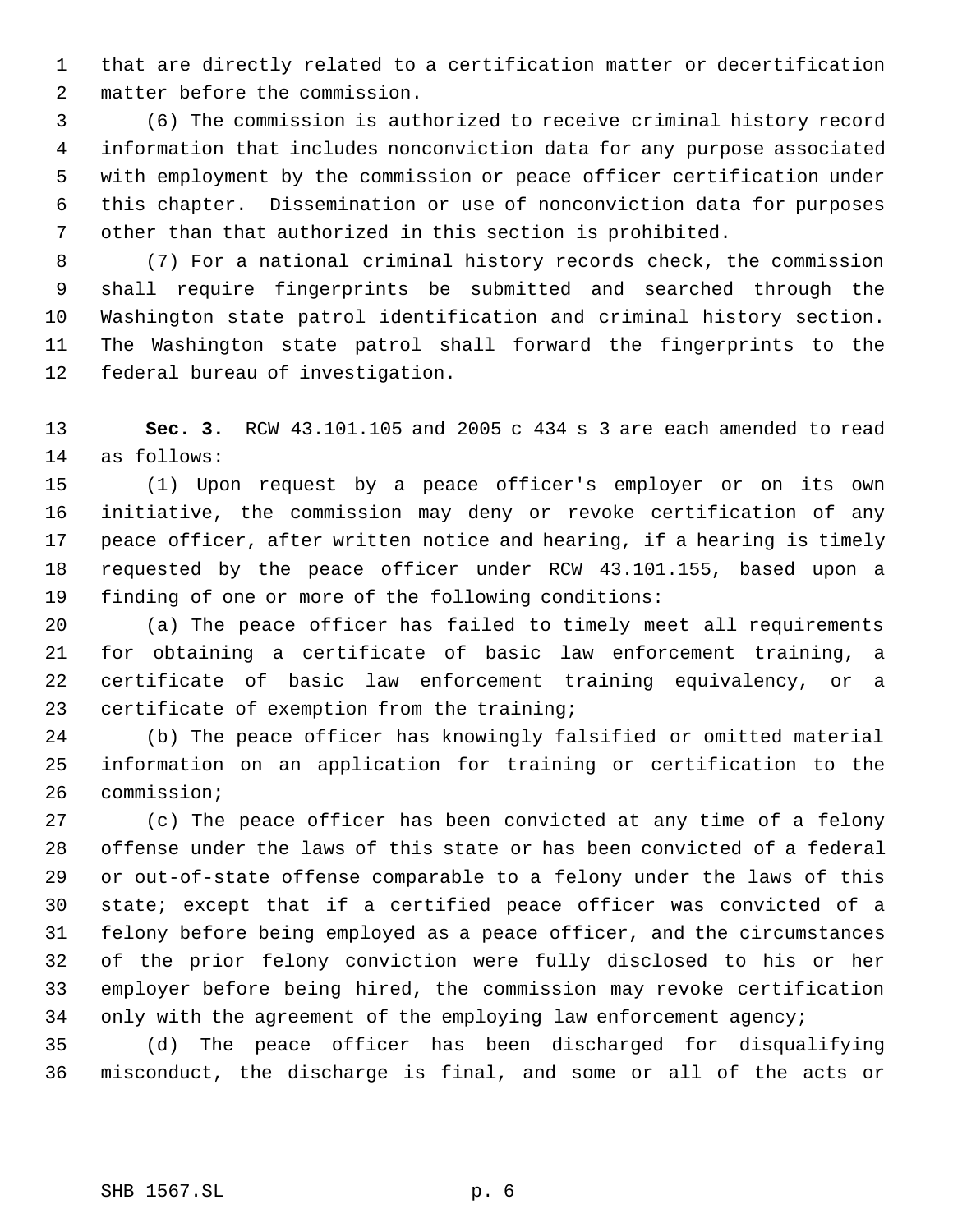that are directly related to a certification matter or decertification matter before the commission.

(6) The commission is authorized to receive criminal history record information that includes nonconviction data for any purpose associated with employment by the commission or peace officer certification under this chapter. Dissemination or use of nonconviction data for purposes other than that authorized in this section is prohibited.

(7) For a national criminal history records check, the commission shall require fingerprints be submitted and searched through the Washington state patrol identification and criminal history section. The Washington state patrol shall forward the fingerprints to the federal bureau of investigation.

**Sec. 3.** RCW 43.101.105 and 2005 c 434 s 3 are each amended to read as follows:

(1) Upon request by a peace officer's employer or on its own initiative, the commission may deny or revoke certification of any peace officer, after written notice and hearing, if a hearing is timely requested by the peace officer under RCW 43.101.155, based upon a finding of one or more of the following conditions:

(a) The peace officer has failed to timely meet all requirements for obtaining a certificate of basic law enforcement training, a certificate of basic law enforcement training equivalency, or a certificate of exemption from the training;

(b) The peace officer has knowingly falsified or omitted material information on an application for training or certification to the commission;

(c) The peace officer has been convicted at any time of a felony offense under the laws of this state or has been convicted of a federal or out-of-state offense comparable to a felony under the laws of this state; except that if a certified peace officer was convicted of a felony before being employed as a peace officer, and the circumstances of the prior felony conviction were fully disclosed to his or her employer before being hired, the commission may revoke certification only with the agreement of the employing law enforcement agency;

(d) The peace officer has been discharged for disqualifying misconduct, the discharge is final, and some or all of the acts or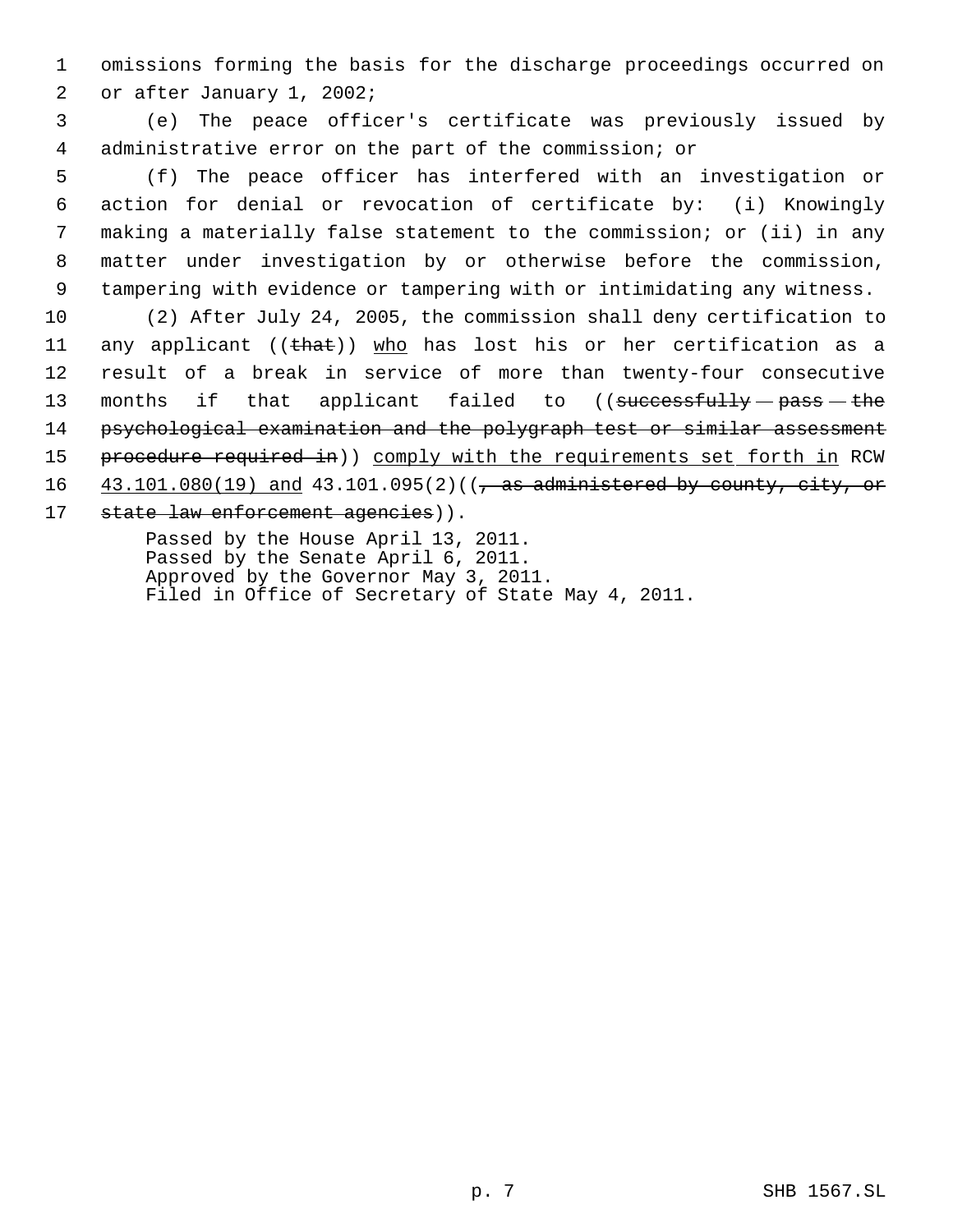omissions forming the basis for the discharge proceedings occurred on or after January 1, 2002;

(e) The peace officer's certificate was previously issued by administrative error on the part of the commission; or

(f) The peace officer has interfered with an investigation or action for denial or revocation of certificate by: (i) Knowingly making a materially false statement to the commission; or (ii) in any matter under investigation by or otherwise before the commission, tampering with evidence or tampering with or intimidating any witness.

(2) After July 24, 2005, the commission shall deny certification to any applicant ((~~that~~)) <u>who</u> has lost his or her certification as a result of a break in service of more than twenty-four consecutive months if that applicant failed to ((~~successfully pass the psychological examination and the polygraph test or similar assessment procedure required in~~)) <u>comply with the requirements set forth in</u> RCW <u>43.101.080(19) and</u> 43.101.095(2)((~~, as administered by county, city, or state law enforcement agencies~~)).

Passed by the House April 13, 2011.
Passed by the Senate April 6, 2011.
Approved by the Governor May 3, 2011.
Filed in Office of Secretary of State May 4, 2011.